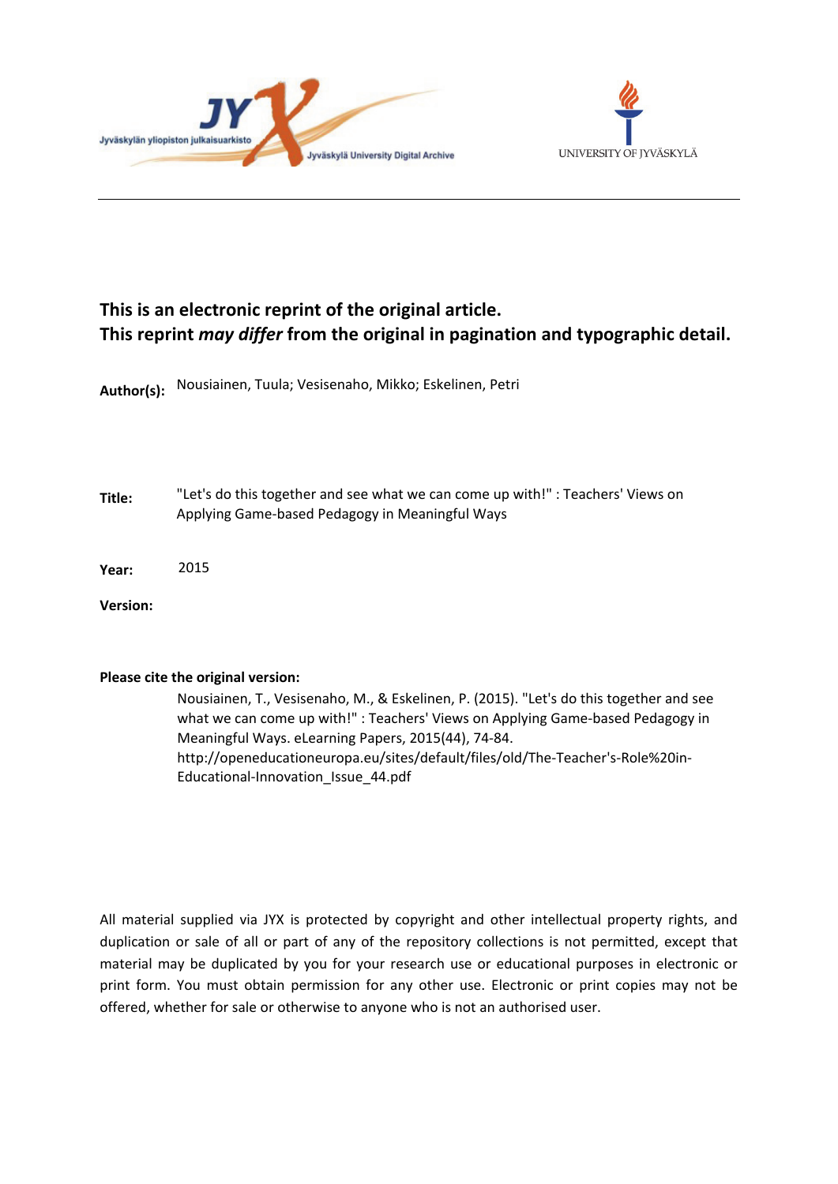Jyväskylän yliopiston julkaisuarkisto

Jyväskylä University Digital Archive

UNIVERSITY OF JYVÄSKYLÄ

**This is an electronic reprint of the original article.**
**This reprint *may differ* from the original in pagination and typographic detail.**

**Author(s):** Nousiainen, Tuula; Vesisenaho, Mikko; Eskelinen, Petri

**Title:** "Let's do this together and see what we can come up with!" : Teachers' Views on Applying Game-based Pedagogy in Meaningful Ways

**Year:** 2015

**Version:**

**Please cite the original version:**

Nousiainen, T., Vesisenaho, M., & Eskelinen, P. (2015). "Let's do this together and see what we can come up with!" : Teachers' Views on Applying Game-based Pedagogy in Meaningful Ways. eLearning Papers, 2015(44), 74-84. http://openeducationeuropa.eu/sites/default/files/old/The-Teacher's-Role%20in-Educational-Innovation_Issue_44.pdf

All material supplied via JYX is protected by copyright and other intellectual property rights, and duplication or sale of all or part of any of the repository collections is not permitted, except that material may be duplicated by you for your research use or educational purposes in electronic or print form. You must obtain permission for any other use. Electronic or print copies may not be offered, whether for sale or otherwise to anyone who is not an authorised user.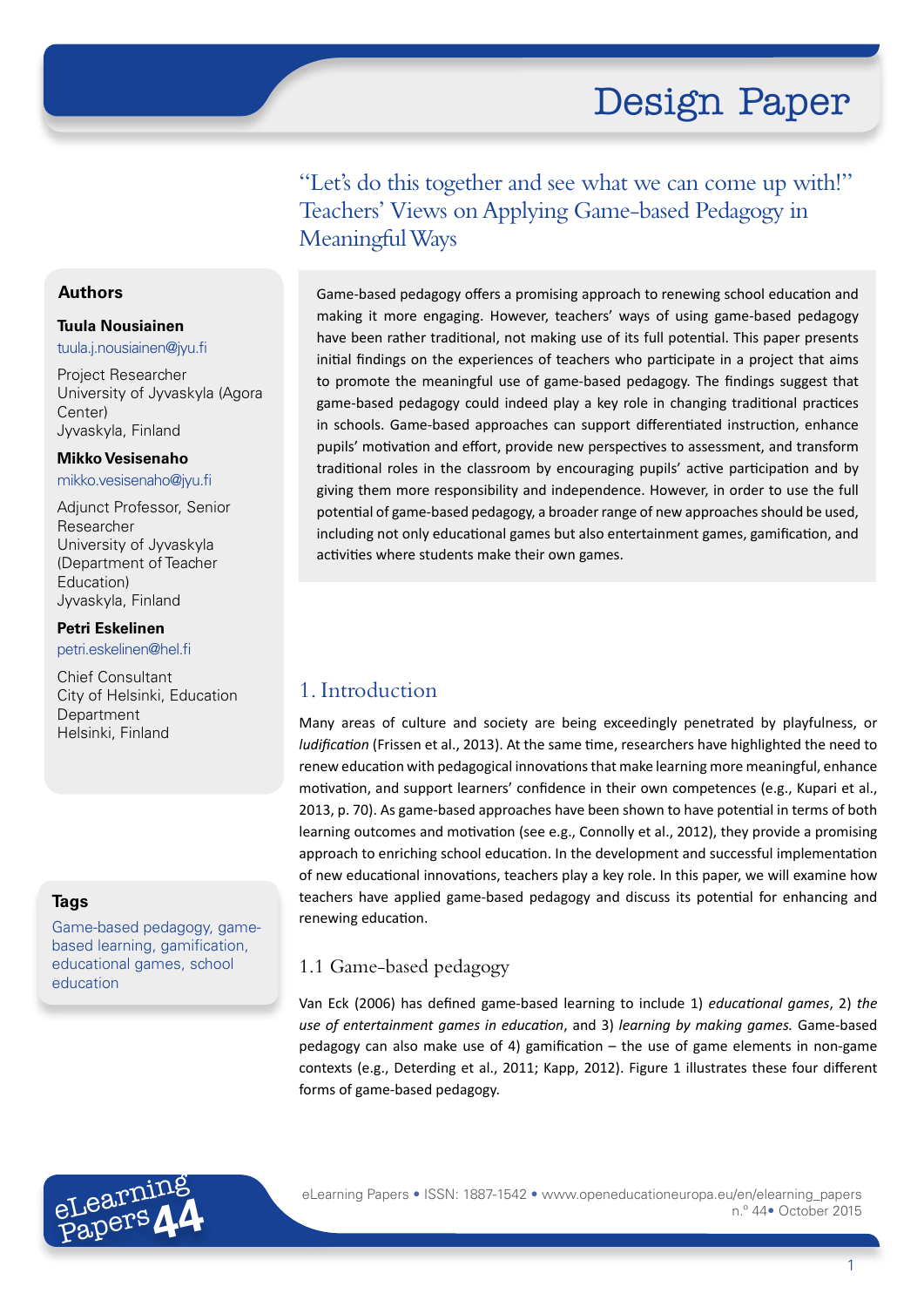# "Let's do this together and see what we can come up with!" Teachers' Views on Applying Game-based Pedagogy in Meaningful Ways

**Authors**

**Tuula Nousiainen**
tuula.j.nousiainen@jyu.fi

Project Researcher
University of Jyvaskyla (Agora Center)
Jyvaskyla, Finland

**Mikko Vesisenaho**
mikko.vesisenaho@jyu.fi

Adjunct Professor, Senior Researcher
University of Jyvaskyla (Department of Teacher Education)
Jyvaskyla, Finland

**Petri Eskelinen**
petri.eskelinen@hel.fi

Chief Consultant
City of Helsinki, Education Department
Helsinki, Finland

**Tags**

Game-based pedagogy, game-based learning, gamification, educational games, school education

Game-based pedagogy offers a promising approach to renewing school education and making it more engaging. However, teachers' ways of using game-based pedagogy have been rather traditional, not making use of its full potential. This paper presents initial findings on the experiences of teachers who participate in a project that aims to promote the meaningful use of game-based pedagogy. The findings suggest that game-based pedagogy could indeed play a key role in changing traditional practices in schools. Game-based approaches can support differentiated instruction, enhance pupils' motivation and effort, provide new perspectives to assessment, and transform traditional roles in the classroom by encouraging pupils' active participation and by giving them more responsibility and independence. However, in order to use the full potential of game-based pedagogy, a broader range of new approaches should be used, including not only educational games but also entertainment games, gamification, and activities where students make their own games.

## 1. Introduction

Many areas of culture and society are being exceedingly penetrated by playfulness, or *ludification* (Frissen et al., 2013). At the same time, researchers have highlighted the need to renew education with pedagogical innovations that make learning more meaningful, enhance motivation, and support learners' confidence in their own competences (e.g., Kupari et al., 2013, p. 70). As game-based approaches have been shown to have potential in terms of both learning outcomes and motivation (see e.g., Connolly et al., 2012), they provide a promising approach to enriching school education. In the development and successful implementation of new educational innovations, teachers play a key role. In this paper, we will examine how teachers have applied game-based pedagogy and discuss its potential for enhancing and renewing education.

### 1.1 Game-based pedagogy

Van Eck (2006) has defined game-based learning to include 1) *educational games*, 2) *the use of entertainment games in education*, and 3) *learning by making games.* Game-based pedagogy can also make use of 4) gamification – the use of game elements in non-game contexts (e.g., Deterding et al., 2011; Kapp, 2012). Figure 1 illustrates these four different forms of game-based pedagogy.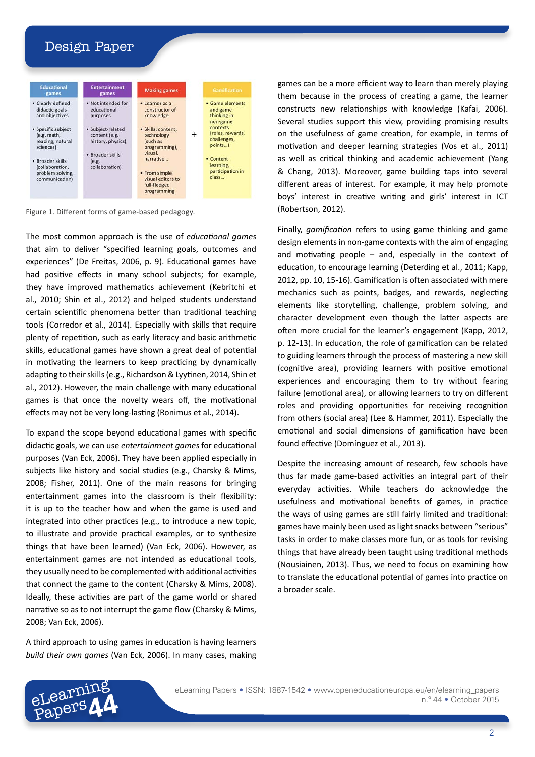| Educational games | Entertainment games | Making games | | Gamification |
|---|---|---|---|---|
| • Clearly defined didactic goals and objectives<br>• Specific subject (e.g. math, reading, natural sciences)<br>• Broader skills (collaboration, problem solving, communication) | • Not intended for educational purposes<br>• Subject-related content (e.g. history, physics)<br>• Broader skills (e.g. collaboration) | • Learner as a constructor of knowledge<br>• Skills: content, technology (such as programming), visual, narrative...<br>• From simple visual editors to full-fledged programming | + | • Game elements and game thinking in non-game contexts (roles, rewards, challenges, points...)<br>• Content learning, participation in class... |

Figure 1. Different forms of game-based pedagogy.

The most common approach is the use of *educational games* that aim to deliver "specified learning goals, outcomes and experiences" (De Freitas, 2006, p. 9). Educational games have had positive effects in many school subjects; for example, they have improved mathematics achievement (Kebritchi et al., 2010; Shin et al., 2012) and helped students understand certain scientific phenomena better than traditional teaching tools (Corredor et al., 2014). Especially with skills that require plenty of repetition, such as early literacy and basic arithmetic skills, educational games have shown a great deal of potential in motivating the learners to keep practicing by dynamically adapting to their skills (e.g., Richardson & Lyytinen, 2014, Shin et al., 2012). However, the main challenge with many educational games is that once the novelty wears off, the motivational effects may not be very long-lasting (Ronimus et al., 2014).

To expand the scope beyond educational games with specific didactic goals, we can use *entertainment games* for educational purposes (Van Eck, 2006). They have been applied especially in subjects like history and social studies (e.g., Charsky & Mims, 2008; Fisher, 2011). One of the main reasons for bringing entertainment games into the classroom is their flexibility: it is up to the teacher how and when the game is used and integrated into other practices (e.g., to introduce a new topic, to illustrate and provide practical examples, or to synthesize things that have been learned) (Van Eck, 2006). However, as entertainment games are not intended as educational tools, they usually need to be complemented with additional activities that connect the game to the content (Charsky & Mims, 2008). Ideally, these activities are part of the game world or shared narrative so as to not interrupt the game flow (Charsky & Mims, 2008; Van Eck, 2006).

A third approach to using games in education is having learners *build their own games* (Van Eck, 2006). In many cases, making games can be a more efficient way to learn than merely playing them because in the process of creating a game, the learner constructs new relationships with knowledge (Kafai, 2006). Several studies support this view, providing promising results on the usefulness of game creation, for example, in terms of motivation and deeper learning strategies (Vos et al., 2011) as well as critical thinking and academic achievement (Yang & Chang, 2013). Moreover, game building taps into several different areas of interest. For example, it may help promote boys' interest in creative writing and girls' interest in ICT (Robertson, 2012).

Finally, *gamification* refers to using game thinking and game design elements in non-game contexts with the aim of engaging and motivating people – and, especially in the context of education, to encourage learning (Deterding et al., 2011; Kapp, 2012, pp. 10, 15-16). Gamification is often associated with mere mechanics such as points, badges, and rewards, neglecting elements like storytelling, challenge, problem solving, and character development even though the latter aspects are often more crucial for the learner's engagement (Kapp, 2012, p. 12-13). In education, the role of gamification can be related to guiding learners through the process of mastering a new skill (cognitive area), providing learners with positive emotional experiences and encouraging them to try without fearing failure (emotional area), or allowing learners to try on different roles and providing opportunities for receiving recognition from others (social area) (Lee & Hammer, 2011). Especially the emotional and social dimensions of gamification have been found effective (Domínguez et al., 2013).

Despite the increasing amount of research, few schools have thus far made game-based activities an integral part of their everyday activities. While teachers do acknowledge the usefulness and motivational benefits of games, in practice the ways of using games are still fairly limited and traditional: games have mainly been used as light snacks between "serious" tasks in order to make classes more fun, or as tools for revising things that have already been taught using traditional methods (Nousiainen, 2013). Thus, we need to focus on examining how to translate the educational potential of games into practice on a broader scale.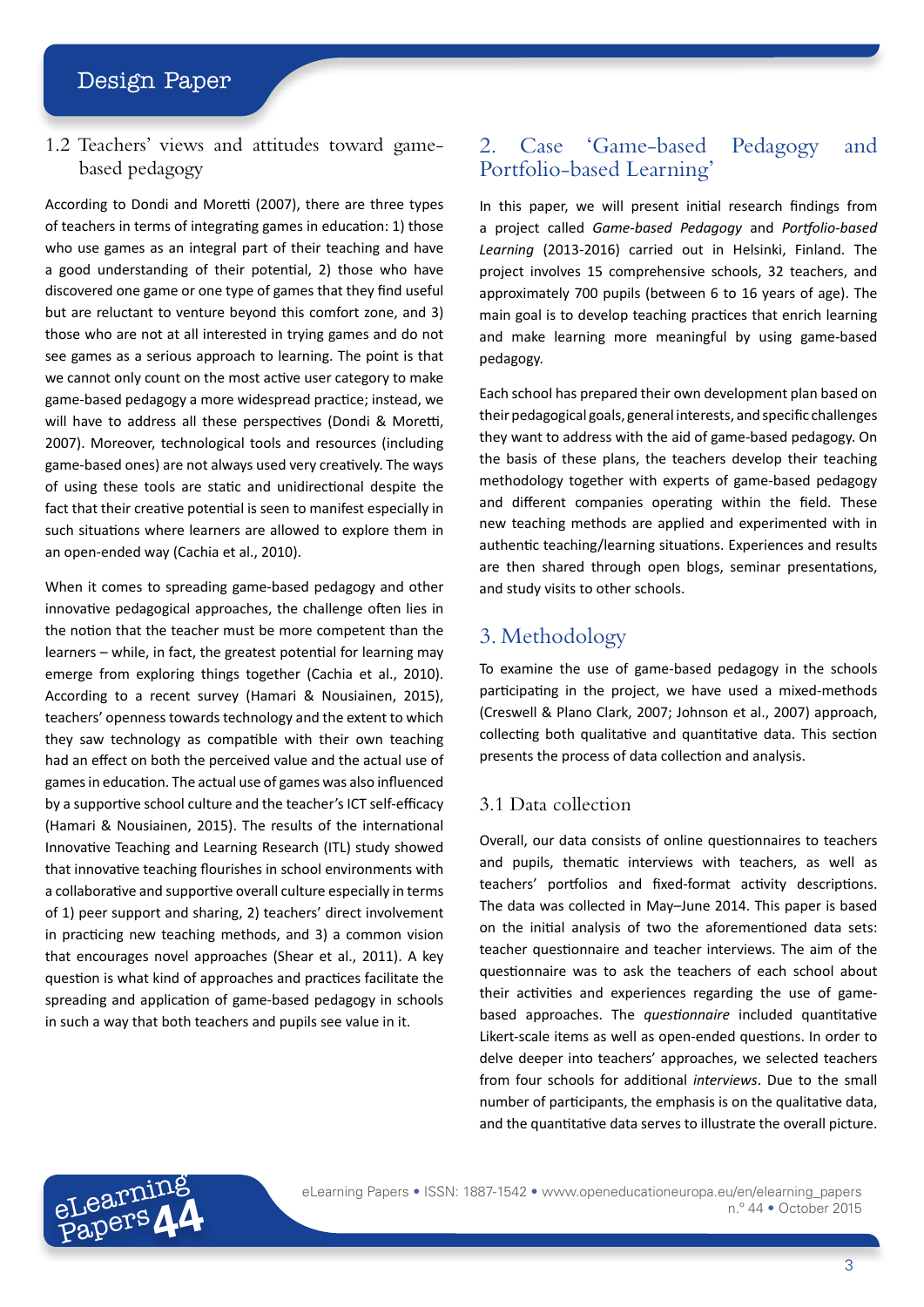### 1.2 Teachers' views and attitudes toward game-based pedagogy

According to Dondi and Moretti (2007), there are three types of teachers in terms of integrating games in education: 1) those who use games as an integral part of their teaching and have a good understanding of their potential, 2) those who have discovered one game or one type of games that they find useful but are reluctant to venture beyond this comfort zone, and 3) those who are not at all interested in trying games and do not see games as a serious approach to learning. The point is that we cannot only count on the most active user category to make game-based pedagogy a more widespread practice; instead, we will have to address all these perspectives (Dondi & Moretti, 2007). Moreover, technological tools and resources (including game-based ones) are not always used very creatively. The ways of using these tools are static and unidirectional despite the fact that their creative potential is seen to manifest especially in such situations where learners are allowed to explore them in an open-ended way (Cachia et al., 2010).

When it comes to spreading game-based pedagogy and other innovative pedagogical approaches, the challenge often lies in the notion that the teacher must be more competent than the learners – while, in fact, the greatest potential for learning may emerge from exploring things together (Cachia et al., 2010). According to a recent survey (Hamari & Nousiainen, 2015), teachers' openness towards technology and the extent to which they saw technology as compatible with their own teaching had an effect on both the perceived value and the actual use of games in education. The actual use of games was also influenced by a supportive school culture and the teacher's ICT self-efficacy (Hamari & Nousiainen, 2015). The results of the international Innovative Teaching and Learning Research (ITL) study showed that innovative teaching flourishes in school environments with a collaborative and supportive overall culture especially in terms of 1) peer support and sharing, 2) teachers' direct involvement in practicing new teaching methods, and 3) a common vision that encourages novel approaches (Shear et al., 2011). A key question is what kind of approaches and practices facilitate the spreading and application of game-based pedagogy in schools in such a way that both teachers and pupils see value in it.

## 2. Case 'Game-based Pedagogy and Portfolio-based Learning'

In this paper, we will present initial research findings from a project called *Game-based Pedagogy* and *Portfolio-based Learning* (2013-2016) carried out in Helsinki, Finland. The project involves 15 comprehensive schools, 32 teachers, and approximately 700 pupils (between 6 to 16 years of age). The main goal is to develop teaching practices that enrich learning and make learning more meaningful by using game-based pedagogy.

Each school has prepared their own development plan based on their pedagogical goals, general interests, and specific challenges they want to address with the aid of game-based pedagogy. On the basis of these plans, the teachers develop their teaching methodology together with experts of game-based pedagogy and different companies operating within the field. These new teaching methods are applied and experimented with in authentic teaching/learning situations. Experiences and results are then shared through open blogs, seminar presentations, and study visits to other schools.

## 3. Methodology

To examine the use of game-based pedagogy in the schools participating in the project, we have used a mixed-methods (Creswell & Plano Clark, 2007; Johnson et al., 2007) approach, collecting both qualitative and quantitative data. This section presents the process of data collection and analysis.

### 3.1 Data collection

Overall, our data consists of online questionnaires to teachers and pupils, thematic interviews with teachers, as well as teachers' portfolios and fixed-format activity descriptions. The data was collected in May–June 2014. This paper is based on the initial analysis of two the aforementioned data sets: teacher questionnaire and teacher interviews. The aim of the questionnaire was to ask the teachers of each school about their activities and experiences regarding the use of game-based approaches. The *questionnaire* included quantitative Likert-scale items as well as open-ended questions. In order to delve deeper into teachers' approaches, we selected teachers from four schools for additional *interviews*. Due to the small number of participants, the emphasis is on the qualitative data, and the quantitative data serves to illustrate the overall picture.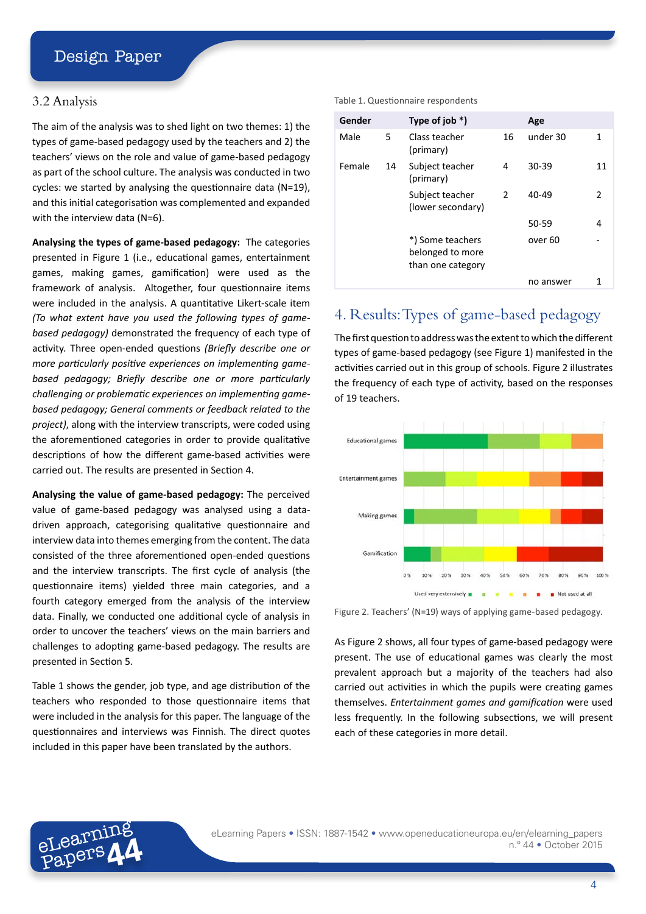### 3.2 Analysis

The aim of the analysis was to shed light on two themes: 1) the types of game-based pedagogy used by the teachers and 2) the teachers' views on the role and value of game-based pedagogy as part of the school culture. The analysis was conducted in two cycles: we started by analysing the questionnaire data (N=19), and this initial categorisation was complemented and expanded with the interview data (N=6).

**Analysing the types of game-based pedagogy:** The categories presented in Figure 1 (i.e., educational games, entertainment games, making games, gamification) were used as the framework of analysis. Altogether, four questionnaire items were included in the analysis. A quantitative Likert-scale item *(To what extent have you used the following types of game-based pedagogy)* demonstrated the frequency of each type of activity. Three open-ended questions *(Briefly describe one or more particularly positive experiences on implementing game-based pedagogy; Briefly describe one or more particularly challenging or problematic experiences on implementing game-based pedagogy; General comments or feedback related to the project)*, along with the interview transcripts, were coded using the aforementioned categories in order to provide qualitative descriptions of how the different game-based activities were carried out. The results are presented in Section 4.

**Analysing the value of game-based pedagogy:** The perceived value of game-based pedagogy was analysed using a data-driven approach, categorising qualitative questionnaire and interview data into themes emerging from the content. The data consisted of the three aforementioned open-ended questions and the interview transcripts. The first cycle of analysis (the questionnaire items) yielded three main categories, and a fourth category emerged from the analysis of the interview data. Finally, we conducted one additional cycle of analysis in order to uncover the teachers' views on the main barriers and challenges to adopting game-based pedagogy. The results are presented in Section 5.

Table 1 shows the gender, job type, and age distribution of the teachers who responded to those questionnaire items that were included in the analysis for this paper. The language of the questionnaires and interviews was Finnish. The direct quotes included in this paper have been translated by the authors.

Table 1. Questionnaire respondents

| Gender | | Type of job *) | | Age | |
|---|---|---|---|---|---|
| Male | 5 | Class teacher (primary) | 16 | under 30 | 1 |
| Female | 14 | Subject teacher (primary) | 4 | 30-39 | 11 |
| | | Subject teacher (lower secondary) | 2 | 40-49 | 2 |
| | | | | 50-59 | 4 |
| | | *) Some teachers belonged to more than one category | | over 60 | - |
| | | | | no answer | 1 |

## 4. Results: Types of game-based pedagogy

The first question to address was the extent to which the different types of game-based pedagogy (see Figure 1) manifested in the activities carried out in this group of schools. Figure 2 illustrates the frequency of each type of activity, based on the responses of 19 teachers.

Figure 2. Teachers' (N=19) ways of applying game-based pedagogy.

As Figure 2 shows, all four types of game-based pedagogy were present. The use of educational games was clearly the most prevalent approach but a majority of the teachers had also carried out activities in which the pupils were creating games themselves. *Entertainment games and gamification* were used less frequently. In the following subsections, we will present each of these categories in more detail.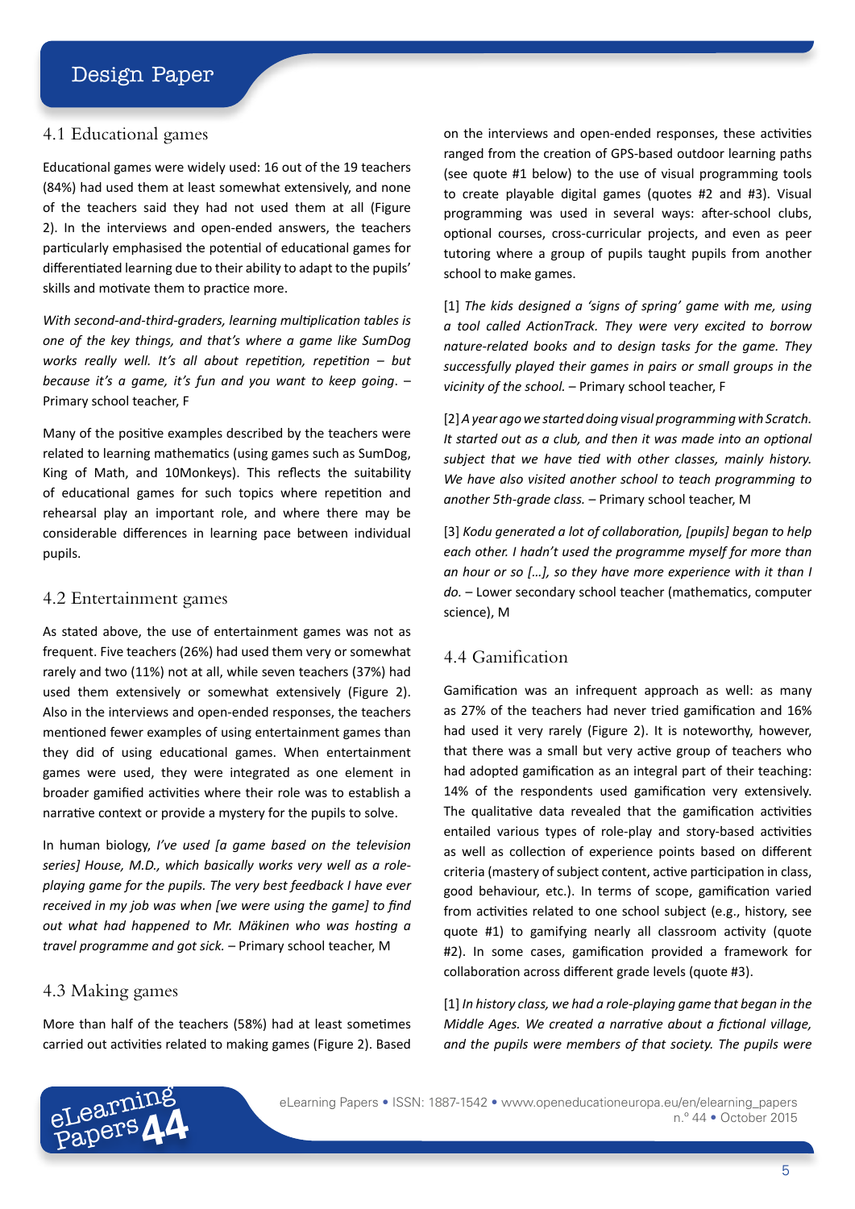### 4.1 Educational games

Educational games were widely used: 16 out of the 19 teachers (84%) had used them at least somewhat extensively, and none of the teachers said they had not used them at all (Figure 2). In the interviews and open-ended answers, the teachers particularly emphasised the potential of educational games for differentiated learning due to their ability to adapt to the pupils' skills and motivate them to practice more.

*With second-and-third-graders, learning multiplication tables is one of the key things, and that's where a game like SumDog works really well. It's all about repetition, repetition – but because it's a game, it's fun and you want to keep going.* – Primary school teacher, F

Many of the positive examples described by the teachers were related to learning mathematics (using games such as SumDog, King of Math, and 10Monkeys). This reflects the suitability of educational games for such topics where repetition and rehearsal play an important role, and where there may be considerable differences in learning pace between individual pupils.

### 4.2 Entertainment games

As stated above, the use of entertainment games was not as frequent. Five teachers (26%) had used them very or somewhat rarely and two (11%) not at all, while seven teachers (37%) had used them extensively or somewhat extensively (Figure 2). Also in the interviews and open-ended responses, the teachers mentioned fewer examples of using entertainment games than they did of using educational games. When entertainment games were used, they were integrated as one element in broader gamified activities where their role was to establish a narrative context or provide a mystery for the pupils to solve.

In human biology, *I've used [a game based on the television series] House, M.D., which basically works very well as a role-playing game for the pupils. The very best feedback I have ever received in my job was when [we were using the game] to find out what had happened to Mr. Mäkinen who was hosting a travel programme and got sick.* – Primary school teacher, M

### 4.3 Making games

More than half of the teachers (58%) had at least sometimes carried out activities related to making games (Figure 2). Based on the interviews and open-ended responses, these activities ranged from the creation of GPS-based outdoor learning paths (see quote #1 below) to the use of visual programming tools to create playable digital games (quotes #2 and #3). Visual programming was used in several ways: after-school clubs, optional courses, cross-curricular projects, and even as peer tutoring where a group of pupils taught pupils from another school to make games.

[1] *The kids designed a 'signs of spring' game with me, using a tool called ActionTrack. They were very excited to borrow nature-related books and to design tasks for the game. They successfully played their games in pairs or small groups in the vicinity of the school.* – Primary school teacher, F

[2] *A year ago we started doing visual programming with Scratch. It started out as a club, and then it was made into an optional subject that we have tied with other classes, mainly history. We have also visited another school to teach programming to another 5th-grade class.* – Primary school teacher, M

[3] *Kodu generated a lot of collaboration, [pupils] began to help each other. I hadn't used the programme myself for more than an hour or so [...], so they have more experience with it than I do.* – Lower secondary school teacher (mathematics, computer science), M

### 4.4 Gamification

Gamification was an infrequent approach as well: as many as 27% of the teachers had never tried gamification and 16% had used it very rarely (Figure 2). It is noteworthy, however, that there was a small but very active group of teachers who had adopted gamification as an integral part of their teaching: 14% of the respondents used gamification very extensively. The qualitative data revealed that the gamification activities entailed various types of role-play and story-based activities as well as collection of experience points based on different criteria (mastery of subject content, active participation in class, good behaviour, etc.). In terms of scope, gamification varied from activities related to one school subject (e.g., history, see quote #1) to gamifying nearly all classroom activity (quote #2). In some cases, gamification provided a framework for collaboration across different grade levels (quote #3).

[1] *In history class, we had a role-playing game that began in the Middle Ages. We created a narrative about a fictional village, and the pupils were members of that society. The pupils were*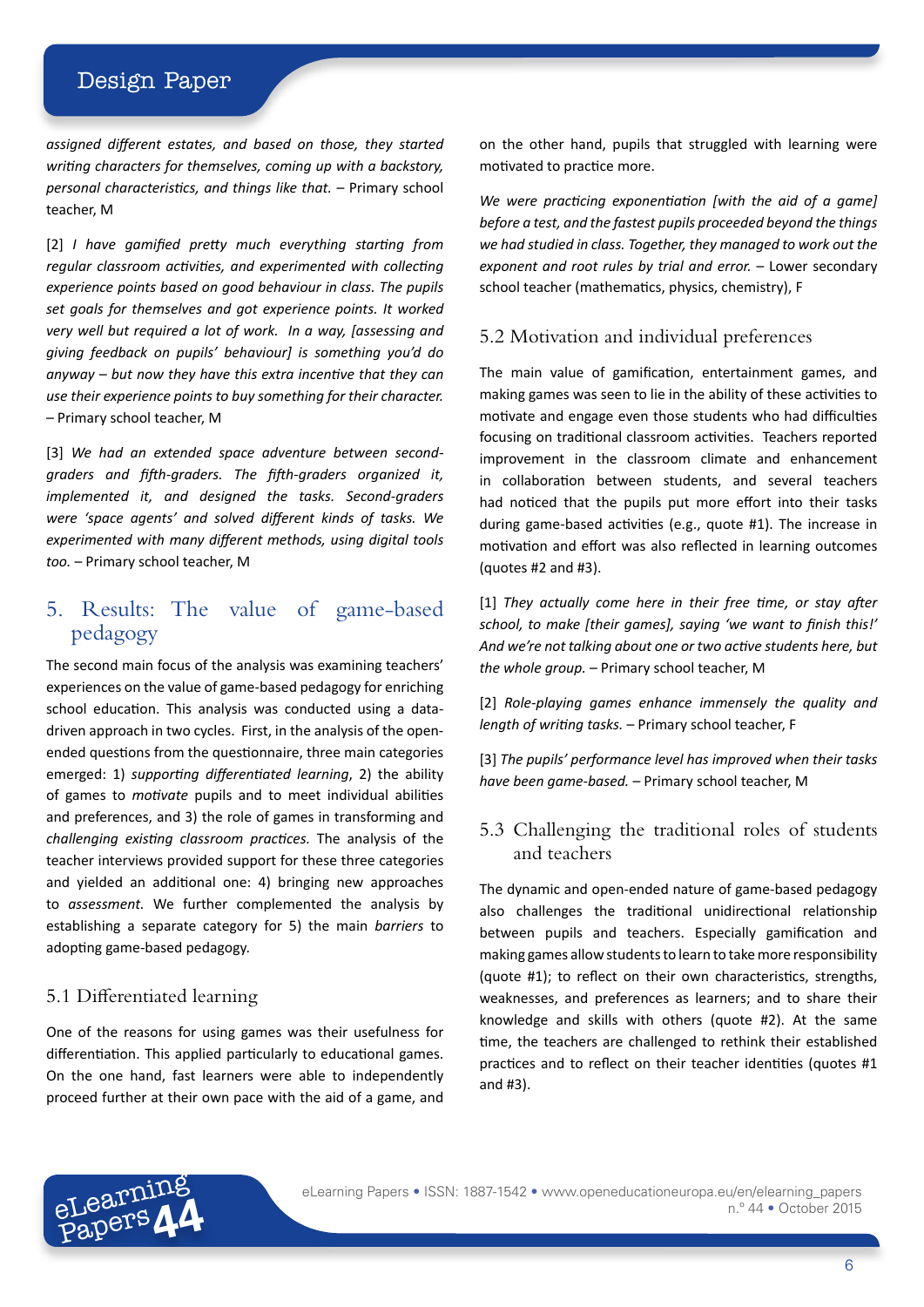*assigned different estates, and based on those, they started writing characters for themselves, coming up with a backstory, personal characteristics, and things like that.* – Primary school teacher, M

[2] *I have gamified pretty much everything starting from regular classroom activities, and experimented with collecting experience points based on good behaviour in class. The pupils set goals for themselves and got experience points. It worked very well but required a lot of work. In a way, [assessing and giving feedback on pupils' behaviour] is something you'd do anyway – but now they have this extra incentive that they can use their experience points to buy something for their character.* – Primary school teacher, M

[3] *We had an extended space adventure between second-graders and fifth-graders. The fifth-graders organized it, implemented it, and designed the tasks. Second-graders were 'space agents' and solved different kinds of tasks. We experimented with many different methods, using digital tools too.* – Primary school teacher, M

## 5. Results: The value of game-based pedagogy

The second main focus of the analysis was examining teachers' experiences on the value of game-based pedagogy for enriching school education. This analysis was conducted using a data-driven approach in two cycles. First, in the analysis of the open-ended questions from the questionnaire, three main categories emerged: 1) *supporting differentiated learning*, 2) the ability of games to *motivate* pupils and to meet individual abilities and preferences, and 3) the role of games in transforming and *challenging existing classroom practices.* The analysis of the teacher interviews provided support for these three categories and yielded an additional one: 4) bringing new approaches to *assessment.* We further complemented the analysis by establishing a separate category for 5) the main *barriers* to adopting game-based pedagogy.

### 5.1 Differentiated learning

One of the reasons for using games was their usefulness for differentiation. This applied particularly to educational games. On the one hand, fast learners were able to independently proceed further at their own pace with the aid of a game, and on the other hand, pupils that struggled with learning were motivated to practice more.

*We were practicing exponentiation [with the aid of a game] before a test, and the fastest pupils proceeded beyond the things we had studied in class. Together, they managed to work out the exponent and root rules by trial and error.* – Lower secondary school teacher (mathematics, physics, chemistry), F

### 5.2 Motivation and individual preferences

The main value of gamification, entertainment games, and making games was seen to lie in the ability of these activities to motivate and engage even those students who had difficulties focusing on traditional classroom activities. Teachers reported improvement in the classroom climate and enhancement in collaboration between students, and several teachers had noticed that the pupils put more effort into their tasks during game-based activities (e.g., quote #1). The increase in motivation and effort was also reflected in learning outcomes (quotes #2 and #3).

[1] *They actually come here in their free time, or stay after school, to make [their games], saying 'we want to finish this!' And we're not talking about one or two active students here, but the whole group.* – Primary school teacher, M

[2] *Role-playing games enhance immensely the quality and length of writing tasks.* – Primary school teacher, F

[3] *The pupils' performance level has improved when their tasks have been game-based.* – Primary school teacher, M

### 5.3 Challenging the traditional roles of students and teachers

The dynamic and open-ended nature of game-based pedagogy also challenges the traditional unidirectional relationship between pupils and teachers. Especially gamification and making games allow students to learn to take more responsibility (quote #1); to reflect on their own characteristics, strengths, weaknesses, and preferences as learners; and to share their knowledge and skills with others (quote #2). At the same time, the teachers are challenged to rethink their established practices and to reflect on their teacher identities (quotes #1 and #3).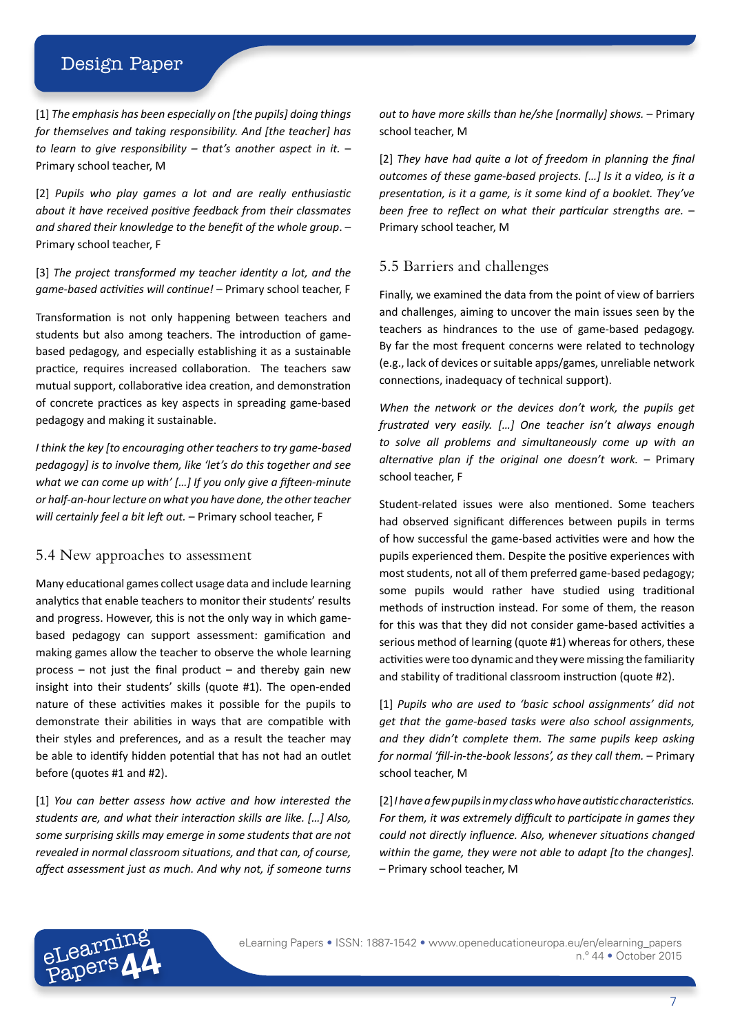[1] *The emphasis has been especially on [the pupils] doing things for themselves and taking responsibility. And [the teacher] has to learn to give responsibility – that's another aspect in it.* – Primary school teacher, M

[2] *Pupils who play games a lot and are really enthusiastic about it have received positive feedback from their classmates and shared their knowledge to the benefit of the whole group.* – Primary school teacher, F

[3] *The project transformed my teacher identity a lot, and the game-based activities will continue!* – Primary school teacher, F

Transformation is not only happening between teachers and students but also among teachers. The introduction of game-based pedagogy, and especially establishing it as a sustainable practice, requires increased collaboration. The teachers saw mutual support, collaborative idea creation, and demonstration of concrete practices as key aspects in spreading game-based pedagogy and making it sustainable.

*I think the key [to encouraging other teachers to try game-based pedagogy] is to involve them, like 'let's do this together and see what we can come up with' […] If you only give a fifteen-minute or half-an-hour lecture on what you have done, the other teacher will certainly feel a bit left out.* – Primary school teacher, F

### 5.4 New approaches to assessment

Many educational games collect usage data and include learning analytics that enable teachers to monitor their students' results and progress. However, this is not the only way in which game-based pedagogy can support assessment: gamification and making games allow the teacher to observe the whole learning process – not just the final product – and thereby gain new insight into their students' skills (quote #1). The open-ended nature of these activities makes it possible for the pupils to demonstrate their abilities in ways that are compatible with their styles and preferences, and as a result the teacher may be able to identify hidden potential that has not had an outlet before (quotes #1 and #2).

[1] *You can better assess how active and how interested the students are, and what their interaction skills are like. […] Also, some surprising skills may emerge in some students that are not revealed in normal classroom situations, and that can, of course, affect assessment just as much. And why not, if someone turns out to have more skills than he/she [normally] shows.* – Primary school teacher, M

[2] *They have had quite a lot of freedom in planning the final outcomes of these game-based projects. […] Is it a video, is it a presentation, is it a game, is it some kind of a booklet. They've been free to reflect on what their particular strengths are.* – Primary school teacher, M

### 5.5 Barriers and challenges

Finally, we examined the data from the point of view of barriers and challenges, aiming to uncover the main issues seen by the teachers as hindrances to the use of game-based pedagogy. By far the most frequent concerns were related to technology (e.g., lack of devices or suitable apps/games, unreliable network connections, inadequacy of technical support).

*When the network or the devices don't work, the pupils get frustrated very easily. […] One teacher isn't always enough to solve all problems and simultaneously come up with an alternative plan if the original one doesn't work.* – Primary school teacher, F

Student-related issues were also mentioned. Some teachers had observed significant differences between pupils in terms of how successful the game-based activities were and how the pupils experienced them. Despite the positive experiences with most students, not all of them preferred game-based pedagogy; some pupils would rather have studied using traditional methods of instruction instead. For some of them, the reason for this was that they did not consider game-based activities a serious method of learning (quote #1) whereas for others, these activities were too dynamic and they were missing the familiarity and stability of traditional classroom instruction (quote #2).

[1] *Pupils who are used to 'basic school assignments' did not get that the game-based tasks were also school assignments, and they didn't complete them. The same pupils keep asking for normal 'fill-in-the-book lessons', as they call them.* – Primary school teacher, M

[2] *I have a few pupils in my class who have autistic characteristics. For them, it was extremely difficult to participate in games they could not directly influence. Also, whenever situations changed within the game, they were not able to adapt [to the changes].* – Primary school teacher, M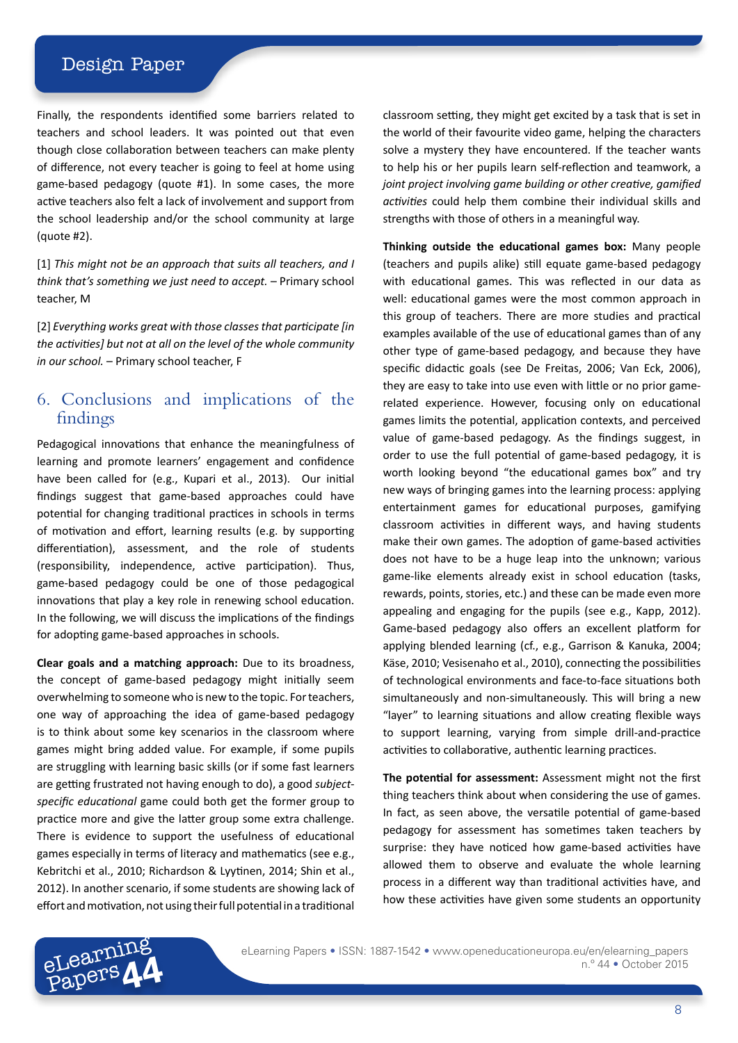Finally, the respondents identified some barriers related to teachers and school leaders. It was pointed out that even though close collaboration between teachers can make plenty of difference, not every teacher is going to feel at home using game-based pedagogy (quote #1). In some cases, the more active teachers also felt a lack of involvement and support from the school leadership and/or the school community at large (quote #2).

[1] *This might not be an approach that suits all teachers, and I think that's something we just need to accept.* – Primary school teacher, M

[2] *Everything works great with those classes that participate [in the activities] but not at all on the level of the whole community in our school.* – Primary school teacher, F

## 6. Conclusions and implications of the findings

Pedagogical innovations that enhance the meaningfulness of learning and promote learners' engagement and confidence have been called for (e.g., Kupari et al., 2013). Our initial findings suggest that game-based approaches could have potential for changing traditional practices in schools in terms of motivation and effort, learning results (e.g. by supporting differentiation), assessment, and the role of students (responsibility, independence, active participation). Thus, game-based pedagogy could be one of those pedagogical innovations that play a key role in renewing school education. In the following, we will discuss the implications of the findings for adopting game-based approaches in schools.

**Clear goals and a matching approach:** Due to its broadness, the concept of game-based pedagogy might initially seem overwhelming to someone who is new to the topic. For teachers, one way of approaching the idea of game-based pedagogy is to think about some key scenarios in the classroom where games might bring added value. For example, if some pupils are struggling with learning basic skills (or if some fast learners are getting frustrated not having enough to do), a good *subject-specific educational* game could both get the former group to practice more and give the latter group some extra challenge. There is evidence to support the usefulness of educational games especially in terms of literacy and mathematics (see e.g., Kebritchi et al., 2010; Richardson & Lyytinen, 2014; Shin et al., 2012). In another scenario, if some students are showing lack of effort and motivation, not using their full potential in a traditional classroom setting, they might get excited by a task that is set in the world of their favourite video game, helping the characters solve a mystery they have encountered. If the teacher wants to help his or her pupils learn self-reflection and teamwork, a *joint project involving game building or other creative, gamified activities* could help them combine their individual skills and strengths with those of others in a meaningful way.

**Thinking outside the educational games box:** Many people (teachers and pupils alike) still equate game-based pedagogy with educational games. This was reflected in our data as well: educational games were the most common approach in this group of teachers. There are more studies and practical examples available of the use of educational games than of any other type of game-based pedagogy, and because they have specific didactic goals (see De Freitas, 2006; Van Eck, 2006), they are easy to take into use even with little or no prior game-related experience. However, focusing only on educational games limits the potential, application contexts, and perceived value of game-based pedagogy. As the findings suggest, in order to use the full potential of game-based pedagogy, it is worth looking beyond "the educational games box" and try new ways of bringing games into the learning process: applying entertainment games for educational purposes, gamifying classroom activities in different ways, and having students make their own games. The adoption of game-based activities does not have to be a huge leap into the unknown; various game-like elements already exist in school education (tasks, rewards, points, stories, etc.) and these can be made even more appealing and engaging for the pupils (see e.g., Kapp, 2012). Game-based pedagogy also offers an excellent platform for applying blended learning (cf., e.g., Garrison & Kanuka, 2004; Käse, 2010; Vesisenaho et al., 2010), connecting the possibilities of technological environments and face-to-face situations both simultaneously and non-simultaneously. This will bring a new "layer" to learning situations and allow creating flexible ways to support learning, varying from simple drill-and-practice activities to collaborative, authentic learning practices.

**The potential for assessment:** Assessment might not the first thing teachers think about when considering the use of games. In fact, as seen above, the versatile potential of game-based pedagogy for assessment has sometimes taken teachers by surprise: they have noticed how game-based activities have allowed them to observe and evaluate the whole learning process in a different way than traditional activities have, and how these activities have given some students an opportunity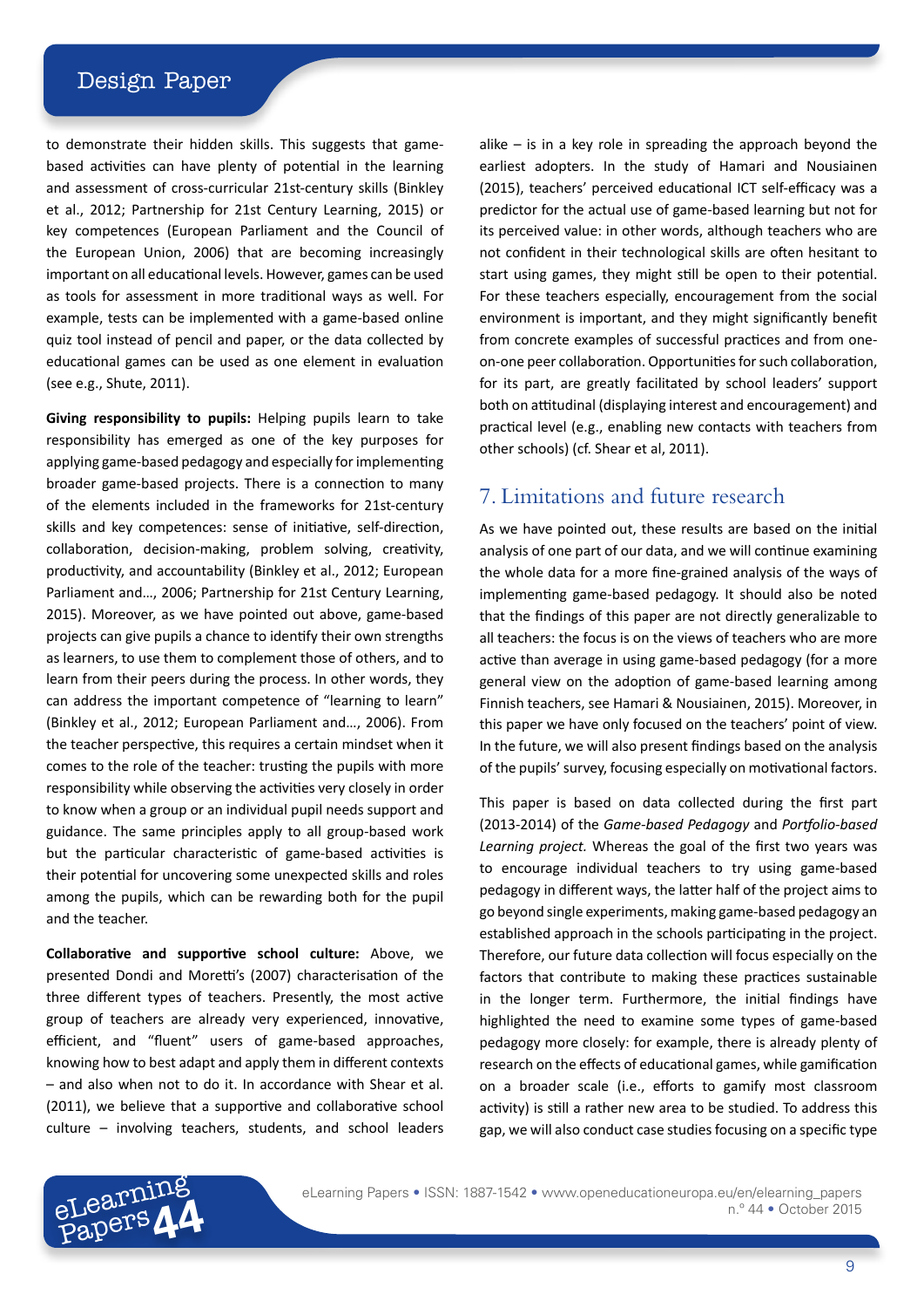to demonstrate their hidden skills. This suggests that game-based activities can have plenty of potential in the learning and assessment of cross-curricular 21st-century skills (Binkley et al., 2012; Partnership for 21st Century Learning, 2015) or key competences (European Parliament and the Council of the European Union, 2006) that are becoming increasingly important on all educational levels. However, games can be used as tools for assessment in more traditional ways as well. For example, tests can be implemented with a game-based online quiz tool instead of pencil and paper, or the data collected by educational games can be used as one element in evaluation (see e.g., Shute, 2011).

**Giving responsibility to pupils:** Helping pupils learn to take responsibility has emerged as one of the key purposes for applying game-based pedagogy and especially for implementing broader game-based projects. There is a connection to many of the elements included in the frameworks for 21st-century skills and key competences: sense of initiative, self-direction, collaboration, decision-making, problem solving, creativity, productivity, and accountability (Binkley et al., 2012; European Parliament and…, 2006; Partnership for 21st Century Learning, 2015). Moreover, as we have pointed out above, game-based projects can give pupils a chance to identify their own strengths as learners, to use them to complement those of others, and to learn from their peers during the process. In other words, they can address the important competence of "learning to learn" (Binkley et al., 2012; European Parliament and…, 2006). From the teacher perspective, this requires a certain mindset when it comes to the role of the teacher: trusting the pupils with more responsibility while observing the activities very closely in order to know when a group or an individual pupil needs support and guidance. The same principles apply to all group-based work but the particular characteristic of game-based activities is their potential for uncovering some unexpected skills and roles among the pupils, which can be rewarding both for the pupil and the teacher.

**Collaborative and supportive school culture:** Above, we presented Dondi and Moretti's (2007) characterisation of the three different types of teachers. Presently, the most active group of teachers are already very experienced, innovative, efficient, and "fluent" users of game-based approaches, knowing how to best adapt and apply them in different contexts – and also when not to do it. In accordance with Shear et al. (2011), we believe that a supportive and collaborative school culture – involving teachers, students, and school leaders alike – is in a key role in spreading the approach beyond the earliest adopters. In the study of Hamari and Nousiainen (2015), teachers' perceived educational ICT self-efficacy was a predictor for the actual use of game-based learning but not for its perceived value: in other words, although teachers who are not confident in their technological skills are often hesitant to start using games, they might still be open to their potential. For these teachers especially, encouragement from the social environment is important, and they might significantly benefit from concrete examples of successful practices and from one-on-one peer collaboration. Opportunities for such collaboration, for its part, are greatly facilitated by school leaders' support both on attitudinal (displaying interest and encouragement) and practical level (e.g., enabling new contacts with teachers from other schools) (cf. Shear et al, 2011).

## 7. Limitations and future research

As we have pointed out, these results are based on the initial analysis of one part of our data, and we will continue examining the whole data for a more fine-grained analysis of the ways of implementing game-based pedagogy. It should also be noted that the findings of this paper are not directly generalizable to all teachers: the focus is on the views of teachers who are more active than average in using game-based pedagogy (for a more general view on the adoption of game-based learning among Finnish teachers, see Hamari & Nousiainen, 2015). Moreover, in this paper we have only focused on the teachers' point of view. In the future, we will also present findings based on the analysis of the pupils' survey, focusing especially on motivational factors.

This paper is based on data collected during the first part (2013-2014) of the *Game-based Pedagogy* and *Portfolio-based Learning project.* Whereas the goal of the first two years was to encourage individual teachers to try using game-based pedagogy in different ways, the latter half of the project aims to go beyond single experiments, making game-based pedagogy an established approach in the schools participating in the project. Therefore, our future data collection will focus especially on the factors that contribute to making these practices sustainable in the longer term. Furthermore, the initial findings have highlighted the need to examine some types of game-based pedagogy more closely: for example, there is already plenty of research on the effects of educational games, while gamification on a broader scale (i.e., efforts to gamify most classroom activity) is still a rather new area to be studied. To address this gap, we will also conduct case studies focusing on a specific type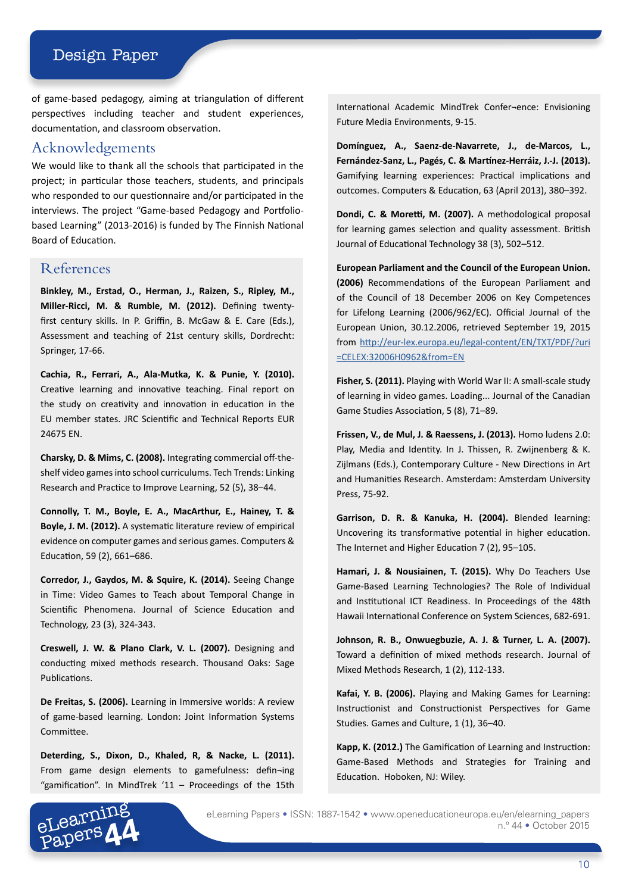of game-based pedagogy, aiming at triangulation of different perspectives including teacher and student experiences, documentation, and classroom observation.

## Acknowledgements

We would like to thank all the schools that participated in the project; in particular those teachers, students, and principals who responded to our questionnaire and/or participated in the interviews. The project "Game-based Pedagogy and Portfolio-based Learning" (2013-2016) is funded by The Finnish National Board of Education.

## References

**Binkley, M., Erstad, O., Herman, J., Raizen, S., Ripley, M., Miller-Ricci, M. & Rumble, M. (2012).** Defining twenty-first century skills. In P. Griffin, B. McGaw & E. Care (Eds.), Assessment and teaching of 21st century skills, Dordrecht: Springer, 17-66.

**Cachia, R., Ferrari, A., Ala-Mutka, K. & Punie, Y. (2010).** Creative learning and innovative teaching. Final report on the study on creativity and innovation in education in the EU member states. JRC Scientific and Technical Reports EUR 24675 EN.

**Charsky, D. & Mims, C. (2008).** Integrating commercial off-the-shelf video games into school curriculums. Tech Trends: Linking Research and Practice to Improve Learning, 52 (5), 38–44.

**Connolly, T. M., Boyle, E. A., MacArthur, E., Hainey, T. & Boyle, J. M. (2012).** A systematic literature review of empirical evidence on computer games and serious games. Computers & Education, 59 (2), 661–686.

**Corredor, J., Gaydos, M. & Squire, K. (2014).** Seeing Change in Time: Video Games to Teach about Temporal Change in Scientific Phenomena. Journal of Science Education and Technology, 23 (3), 324-343.

**Creswell, J. W. & Plano Clark, V. L. (2007).** Designing and conducting mixed methods research. Thousand Oaks: Sage Publications.

**De Freitas, S. (2006).** Learning in Immersive worlds: A review of game-based learning. London: Joint Information Systems Committee.

**Deterding, S., Dixon, D., Khaled, R, & Nacke, L. (2011).** From game design elements to gamefulness: defin¬ing "gamification". In MindTrek '11 – Proceedings of the 15th International Academic MindTrek Confer¬ence: Envisioning Future Media Environments, 9-15.

**Domínguez, A., Saenz-de-Navarrete, J., de-Marcos, L., Fernández-Sanz, L., Pagés, C. & Martínez-Herráiz, J.-J. (2013).** Gamifying learning experiences: Practical implications and outcomes. Computers & Education, 63 (April 2013), 380–392.

**Dondi, C. & Moretti, M. (2007).** A methodological proposal for learning games selection and quality assessment. British Journal of Educational Technology 38 (3), 502–512.

**European Parliament and the Council of the European Union. (2006)** Recommendations of the European Parliament and of the Council of 18 December 2006 on Key Competences for Lifelong Learning (2006/962/EC). Official Journal of the European Union, 30.12.2006, retrieved September 19, 2015 from http://eur-lex.europa.eu/legal-content/EN/TXT/PDF/?uri=CELEX:32006H0962&from=EN

**Fisher, S. (2011).** Playing with World War II: A small-scale study of learning in video games. Loading... Journal of the Canadian Game Studies Association, 5 (8), 71–89.

**Frissen, V., de Mul, J. & Raessens, J. (2013).** Homo ludens 2.0: Play, Media and Identity. In J. Thissen, R. Zwijnenberg & K. Zijlmans (Eds.), Contemporary Culture - New Directions in Art and Humanities Research. Amsterdam: Amsterdam University Press, 75-92.

**Garrison, D. R. & Kanuka, H. (2004).** Blended learning: Uncovering its transformative potential in higher education. The Internet and Higher Education 7 (2), 95–105.

**Hamari, J. & Nousiainen, T. (2015).** Why Do Teachers Use Game-Based Learning Technologies? The Role of Individual and Institutional ICT Readiness. In Proceedings of the 48th Hawaii International Conference on System Sciences, 682-691.

**Johnson, R. B., Onwuegbuzie, A. J. & Turner, L. A. (2007).** Toward a definition of mixed methods research. Journal of Mixed Methods Research, 1 (2), 112-133.

**Kafai, Y. B. (2006).** Playing and Making Games for Learning: Instructionist and Constructionist Perspectives for Game Studies. Games and Culture, 1 (1), 36–40.

**Kapp, K. (2012.)** The Gamification of Learning and Instruction: Game-Based Methods and Strategies for Training and Education. Hoboken, NJ: Wiley.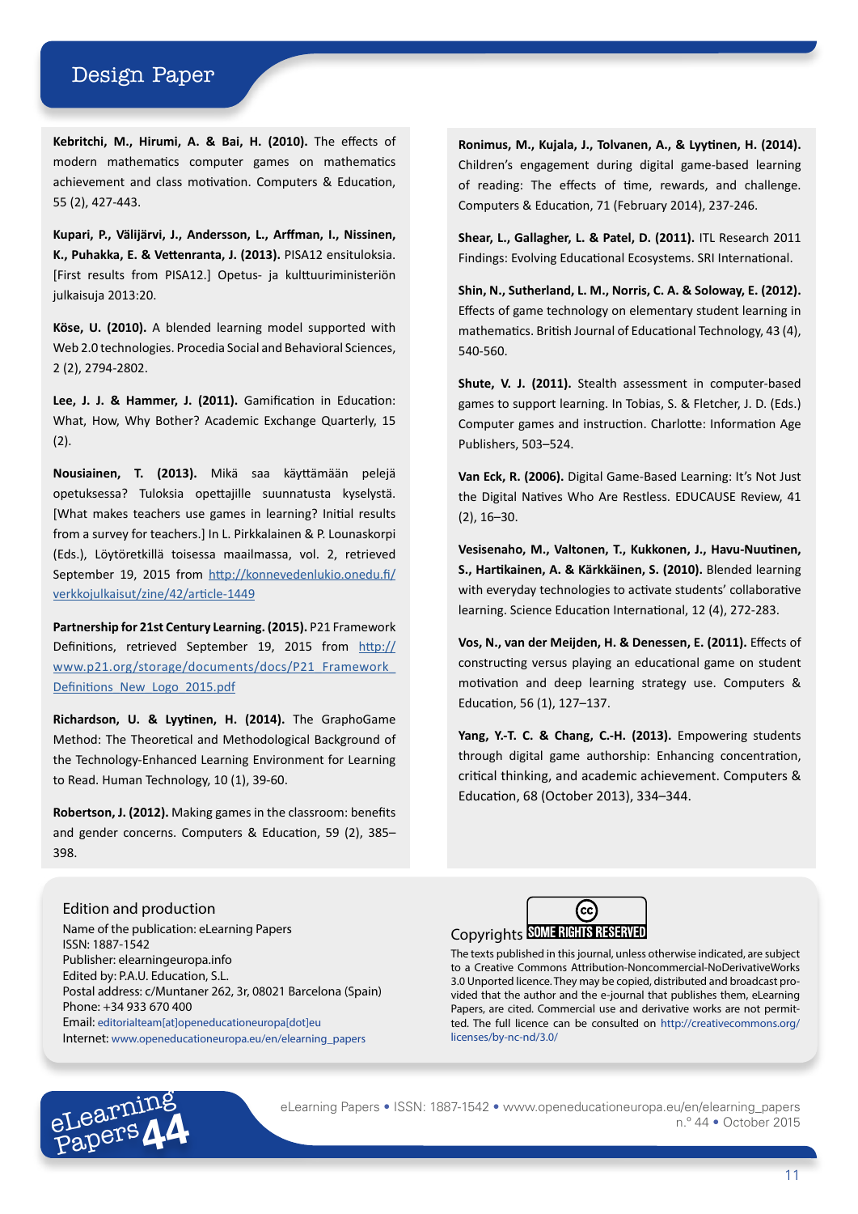**Kebritchi, M., Hirumi, A. & Bai, H. (2010).** The effects of modern mathematics computer games on mathematics achievement and class motivation. Computers & Education, 55 (2), 427-443.

**Kupari, P., Välijärvi, J., Andersson, L., Arffman, I., Nissinen, K., Puhakka, E. & Vettenranta, J. (2013).** PISA12 ensituloksia. [First results from PISA12.] Opetus- ja kulttuuriministeriön julkaisuja 2013:20.

**Köse, U. (2010).** A blended learning model supported with Web 2.0 technologies. Procedia Social and Behavioral Sciences, 2 (2), 2794-2802.

**Lee, J. J. & Hammer, J. (2011).** Gamification in Education: What, How, Why Bother? Academic Exchange Quarterly, 15 (2).

**Nousiainen, T. (2013).** Mikä saa käyttämään pelejä opetuksessa? Tuloksia opettajille suunnatusta kyselystä. [What makes teachers use games in learning? Initial results from a survey for teachers.] In L. Pirkkalainen & P. Lounaskorpi (Eds.), Löytöretkillä toisessa maailmassa, vol. 2, retrieved September 19, 2015 from http://konnevedenlukio.onedu.fi/verkkojulkaisut/zine/42/article-1449

**Partnership for 21st Century Learning. (2015).** P21 Framework Definitions, retrieved September 19, 2015 from http://www.p21.org/storage/documents/docs/P21_Framework_Definitions_New_Logo_2015.pdf

**Richardson, U. & Lyytinen, H. (2014).** The GraphoGame Method: The Theoretical and Methodological Background of the Technology-Enhanced Learning Environment for Learning to Read. Human Technology, 10 (1), 39-60.

**Robertson, J. (2012).** Making games in the classroom: benefits and gender concerns. Computers & Education, 59 (2), 385–398.

**Ronimus, M., Kujala, J., Tolvanen, A., & Lyytinen, H. (2014).** Children's engagement during digital game-based learning of reading: The effects of time, rewards, and challenge. Computers & Education, 71 (February 2014), 237-246.

**Shear, L., Gallagher, L. & Patel, D. (2011).** ITL Research 2011 Findings: Evolving Educational Ecosystems. SRI International.

**Shin, N., Sutherland, L. M., Norris, C. A. & Soloway, E. (2012).** Effects of game technology on elementary student learning in mathematics. British Journal of Educational Technology, 43 (4), 540-560.

**Shute, V. J. (2011).** Stealth assessment in computer-based games to support learning. In Tobias, S. & Fletcher, J. D. (Eds.) Computer games and instruction. Charlotte: Information Age Publishers, 503–524.

**Van Eck, R. (2006).** Digital Game-Based Learning: It's Not Just the Digital Natives Who Are Restless. EDUCAUSE Review, 41 (2), 16–30.

**Vesisenaho, M., Valtonen, T., Kukkonen, J., Havu-Nuutinen, S., Hartikainen, A. & Kärkkäinen, S. (2010).** Blended learning with everyday technologies to activate students' collaborative learning. Science Education International, 12 (4), 272-283.

**Vos, N., van der Meijden, H. & Denessen, E. (2011).** Effects of constructing versus playing an educational game on student motivation and deep learning strategy use. Computers & Education, 56 (1), 127–137.

**Yang, Y.-T. C. & Chang, C.-H. (2013).** Empowering students through digital game authorship: Enhancing concentration, critical thinking, and academic achievement. Computers & Education, 68 (October 2013), 334–344.

## Edition and production

Name of the publication: eLearning Papers
ISSN: 1887-1542
Publisher: elearningeuropa.info
Edited by: P.A.U. Education, S.L.
Postal address: c/Muntaner 262, 3r, 08021 Barcelona (Spain)
Phone: +34 933 670 400
Email: editorialteam[at]openeducationeuropa[dot]eu
Internet: www.openeducationeuropa.eu/en/elearning_papers

## Copyrights

SOME RIGHTS RESERVED

The texts published in this journal, unless otherwise indicated, are subject to a Creative Commons Attribution-Noncommercial-NoDerivativeWorks 3.0 Unported licence. They may be copied, distributed and broadcast provided that the author and the e-journal that publishes them, eLearning Papers, are cited. Commercial use and derivative works are not permitted. The full licence can be consulted on http://creativecommons.org/licenses/by-nc-nd/3.0/